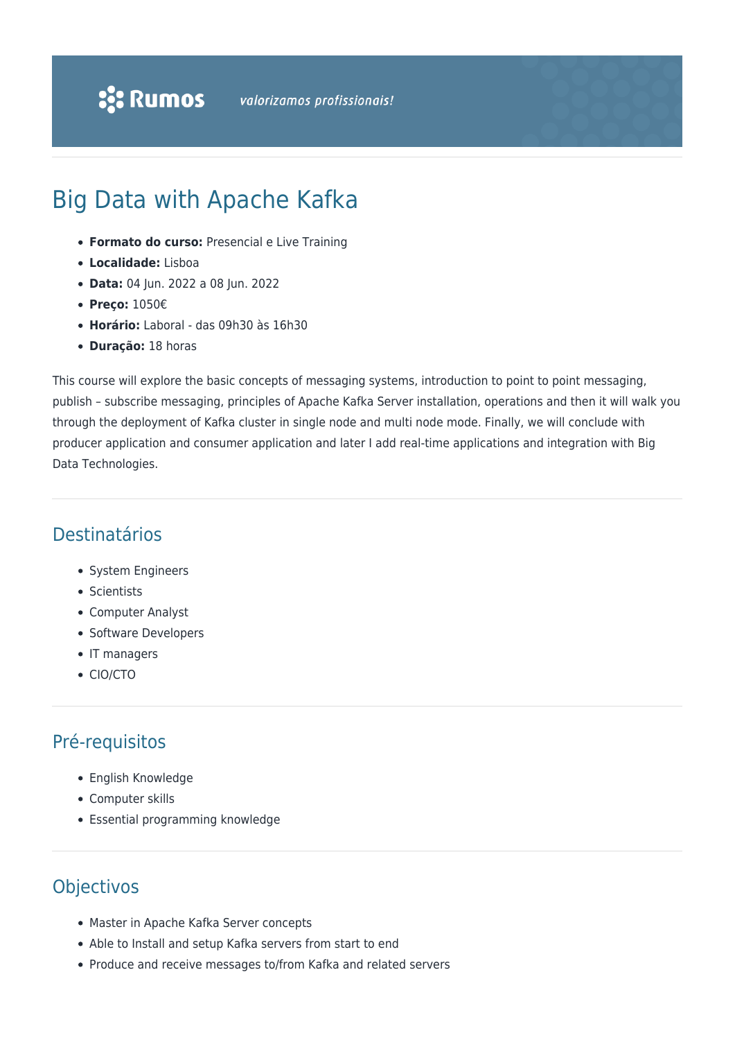# Big Data with Apache Kafka

- **Formato do curso:** Presencial e Live Training
- **Localidade:** Lisboa
- **Data:** 04 Jun. 2022 a 08 Jun. 2022
- **Preço:** 1050€
- **Horário:** Laboral - das 09h30 às 16h30
- **Duração:** 18 horas

This course will explore the basic concepts of messaging systems, introduction to point to point messaging, publish – subscribe messaging, principles of Apache Kafka Server installation, operations and then it will walk you through the deployment of Kafka cluster in single node and multi node mode. Finally, we will conclude with producer application and consumer application and later I add real-time applications and integration with Big Data Technologies.

## Destinatários

- System Engineers
- Scientists
- Computer Analyst
- Software Developers
- IT managers
- CIO/CTO

## Pré-requisitos

- English Knowledge
- Computer skills
- Essential programming knowledge

## Objectivos

- Master in Apache Kafka Server concepts
- Able to Install and setup Kafka servers from start to end
- Produce and receive messages to/from Kafka and related servers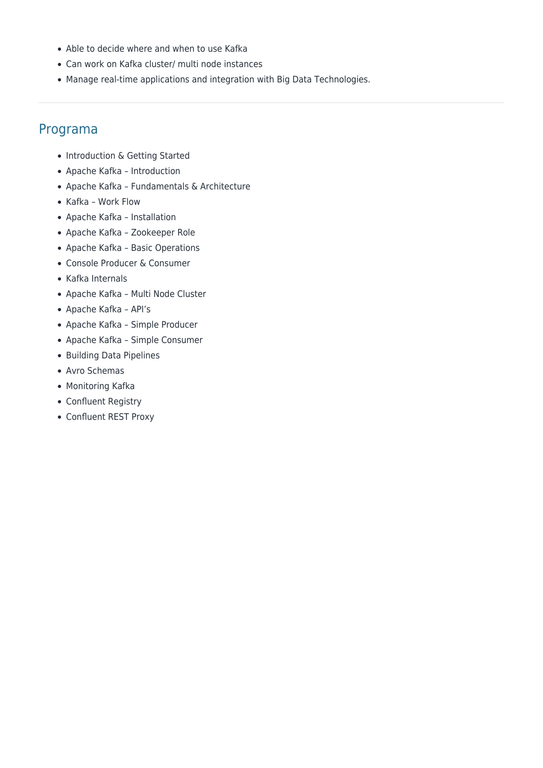- Able to decide where and when to use Kafka
- Can work on Kafka cluster/ multi node instances
- Manage real-time applications and integration with Big Data Technologies.

---

## Programa

- Introduction & Getting Started
- Apache Kafka – Introduction
- Apache Kafka – Fundamentals & Architecture
- Kafka – Work Flow
- Apache Kafka – Installation
- Apache Kafka – Zookeeper Role
- Apache Kafka – Basic Operations
- Console Producer & Consumer
- Kafka Internals
- Apache Kafka – Multi Node Cluster
- Apache Kafka – API's
- Apache Kafka – Simple Producer
- Apache Kafka – Simple Consumer
- Building Data Pipelines
- Avro Schemas
- Monitoring Kafka
- Confluent Registry
- Confluent REST Proxy